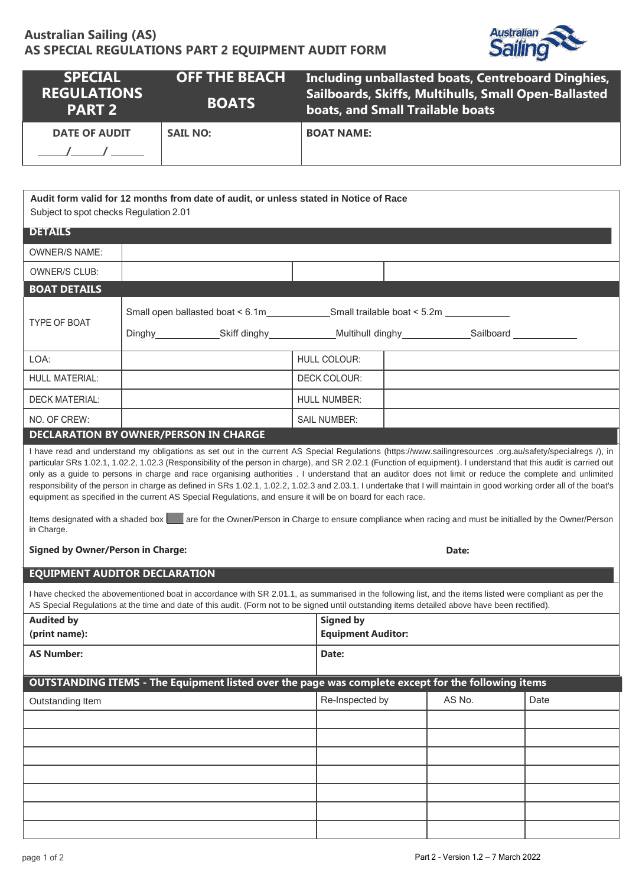# Australian Sailing (AS)
## AS SPECIAL REGULATIONS PART 2 EQUIPMENT AUDIT FORM

| SPECIAL REGULATIONS PART 2 | OFF THE BEACH BOATS | Including unballasted boats, Centreboard Dinghies, Sailboards, Skiffs, Multihulls, Small Open-Ballasted boats, and Small Trailable boats |
|---|---|---|
| **DATE OF AUDIT** ____/____/____ | **SAIL NO:** | **BOAT NAME:** |

**Audit form valid for 12 months from date of audit, or unless stated in Notice of Race**
Subject to spot checks Regulation 2.01

### DETAILS

| | | | |
|---|---|---|---|
| OWNER/S NAME: | | | |
| OWNER/S CLUB: | | | |

### BOAT DETAILS

| | | | |
|---|---|---|---|
| TYPE OF BOAT | Small open ballasted boat < 6.1m ________ Small trailable boat < 5.2m ________ Dinghy ________ Skiff dinghy ________ Multihull dinghy ________ Sailboard ________ | | |
| LOA: | | HULL COLOUR: | |
| HULL MATERIAL: | | DECK COLOUR: | |
| DECK MATERIAL: | | HULL NUMBER: | |
| NO. OF CREW: | | SAIL NUMBER: | |

### DECLARATION BY OWNER/PERSON IN CHARGE

I have read and understand my obligations as set out in the current AS Special Regulations (https://www.sailingresources .org.au/safety/specialregs /), in particular SRs 1.02.1, 1.02.2, 1.02.3 (Responsibility of the person in charge), and SR 2.02.1 (Function of equipment). I understand that this audit is carried out only as a guide to persons in charge and race organising authorities . I understand that an auditor does not limit or reduce the complete and unlimited responsibility of the person in charge as defined in SRs 1.02.1, 1.02.2, 1.02.3 and 2.03.1. I undertake that I will maintain in good working order all of the boat's equipment as specified in the current AS Special Regulations, and ensure it will be on board for each race.

Items designated with a shaded box are for the Owner/Person in Charge to ensure compliance when racing and must be initialled by the Owner/Person in Charge.

**Signed by Owner/Person in Charge:** **Date:**

### EQUIPMENT AUDITOR DECLARATION

I have checked the abovementioned boat in accordance with SR 2.01.1, as summarised in the following list, and the items listed were compliant as per the AS Special Regulations at the time and date of this audit. (Form not to be signed until outstanding items detailed above have been rectified).

| | |
|---|---|
| **Audited by (print name):** | **Signed by Equipment Auditor:** |
| **AS Number:** | **Date:** |

### OUTSTANDING ITEMS - The Equipment listed over the page was complete except for the following items

| Outstanding Item | Re-Inspected by | AS No. | Date |
|---|---|---|---|
| | | | |
| | | | |
| | | | |
| | | | |
| | | | |
| | | | |
| | | | |

Part 2 - Version 1.2 – 7 March 2022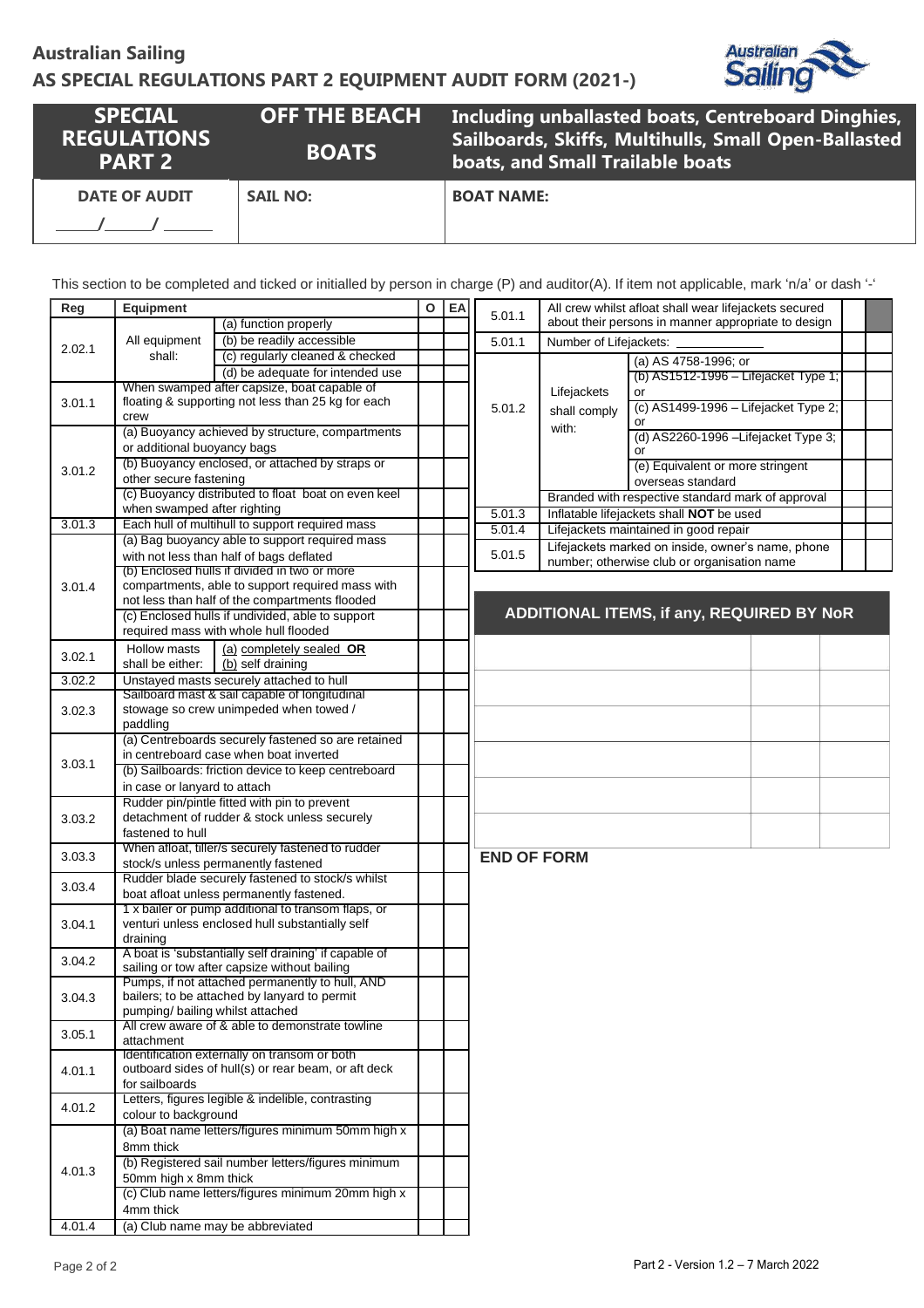## Australian Sailing

## AS SPECIAL REGULATIONS PART 2 EQUIPMENT AUDIT FORM (2021-)

| SPECIAL REGULATIONS PART 2 | OFF THE BEACH BOATS | Including unballasted boats, Centreboard Dinghies, Sailboards, Skiffs, Multihulls, Small Open-Ballasted boats, and Small Trailable boats |
|---|---|---|
| DATE OF AUDIT ____/____/____ | SAIL NO: | BOAT NAME: |

This section to be completed and ticked or initialled by person in charge (P) and auditor(A). If item not applicable, mark 'n/a' or dash '-'

| Reg | Equipment | | O | EA |
|---|---|---|---|---|
| 2.02.1 | All equipment shall: | (a) function properly | | |
| | | (b) be readily accessible | | |
| | | (c) regularly cleaned & checked | | |
| | | (d) be adequate for intended use | | |
| 3.01.1 | When swamped after capsize, boat capable of floating & supporting not less than 25 kg for each crew | | | |
| 3.01.2 | (a) Buoyancy achieved by structure, compartments or additional buoyancy bags | | | |
| | (b) Buoyancy enclosed, or attached by straps or other secure fastening | | | |
| | (c) Buoyancy distributed to float boat on even keel when swamped after righting | | | |
| 3.01.3 | Each hull of multihull to support required mass | | | |
| 3.01.4 | (a) Bag buoyancy able to support required mass with not less than half of bags deflated | | | |
| | (b) Enclosed hulls if divided in two or more compartments, able to support required mass with not less than half of the compartments flooded | | | |
| | (c) Enclosed hulls if undivided, able to support required mass with whole hull flooded | | | |
| 3.02.1 | Hollow masts shall be either: | (a) completely sealed **OR** | | |
| | | (b) self draining | | |
| 3.02.2 | Unstayed masts securely attached to hull | | | |
| 3.02.3 | Sailboard mast & sail capable of longitudinal stowage so crew unimpeded when towed / paddling | | | |
| 3.03.1 | (a) Centreboards securely fastened so are retained in centreboard case when boat inverted | | | |
| | (b) Sailboards: friction device to keep centreboard in case or lanyard to attach | | | |
| 3.03.2 | Rudder pin/pintle fitted with pin to prevent detachment of rudder & stock unless securely fastened to hull | | | |
| 3.03.3 | When afloat, tiller/s securely fastened to rudder stock/s unless permanently fastened | | | |
| 3.03.4 | Rudder blade securely fastened to stock/s whilst boat afloat unless permanently fastened. | | | |
| 3.04.1 | 1 x bailer or pump additional to transom flaps, or venturi unless enclosed hull substantially self draining | | | |
| 3.04.2 | A boat is 'substantially self draining' if capable of sailing or tow after capsize without bailing | | | |
| 3.04.3 | Pumps, if not attached permanently to hull, AND bailers; to be attached by lanyard to permit pumping/ bailing whilst attached | | | |
| 3.05.1 | All crew aware of & able to demonstrate towline attachment | | | |
| 4.01.1 | Identification externally on transom or both outboard sides of hull(s) or rear beam, or aft deck for sailboards | | | |
| 4.01.2 | Letters, figures legible & indelible, contrasting colour to background | | | |
| 4.01.3 | (a) Boat name letters/figures minimum 50mm high x 8mm thick | | | |
| | (b) Registered sail number letters/figures minimum 50mm high x 8mm thick | | | |
| | (c) Club name letters/figures minimum 20mm high x 4mm thick | | | |
| 4.01.4 | (a) Club name may be abbreviated | | | |

| | | | | |
|---|---|---|---|---|
| 5.01.1 | All crew whilst afloat shall wear lifejackets secured about their persons in manner appropriate to design | | | |
| 5.01.1 | Number of Lifejackets: ____________ | | | |
| 5.01.2 | Lifejackets shall comply with: | (a) AS 4758-1996; or | | |
| | | (b) AS1512-1996 – Lifejacket Type 1; or | | |
| | | (c) AS1499-1996 – Lifejacket Type 2; or | | |
| | | (d) AS2260-1996 –Lifejacket Type 3; or | | |
| | | (e) Equivalent or more stringent overseas standard | | |
| | Branded with respective standard mark of approval | | | |
| 5.01.3 | Inflatable lifejackets shall **NOT** be used | | | |
| 5.01.4 | Lifejackets maintained in good repair | | | |
| 5.01.5 | Lifejackets marked on inside, owner's name, phone number; otherwise club or organisation name | | | |

### ADDITIONAL ITEMS, if any, REQUIRED BY NoR

| | | |
|---|---|---|
| | | |
| | | |
| | | |
| | | |
| | | |
| | | |

**END OF FORM**